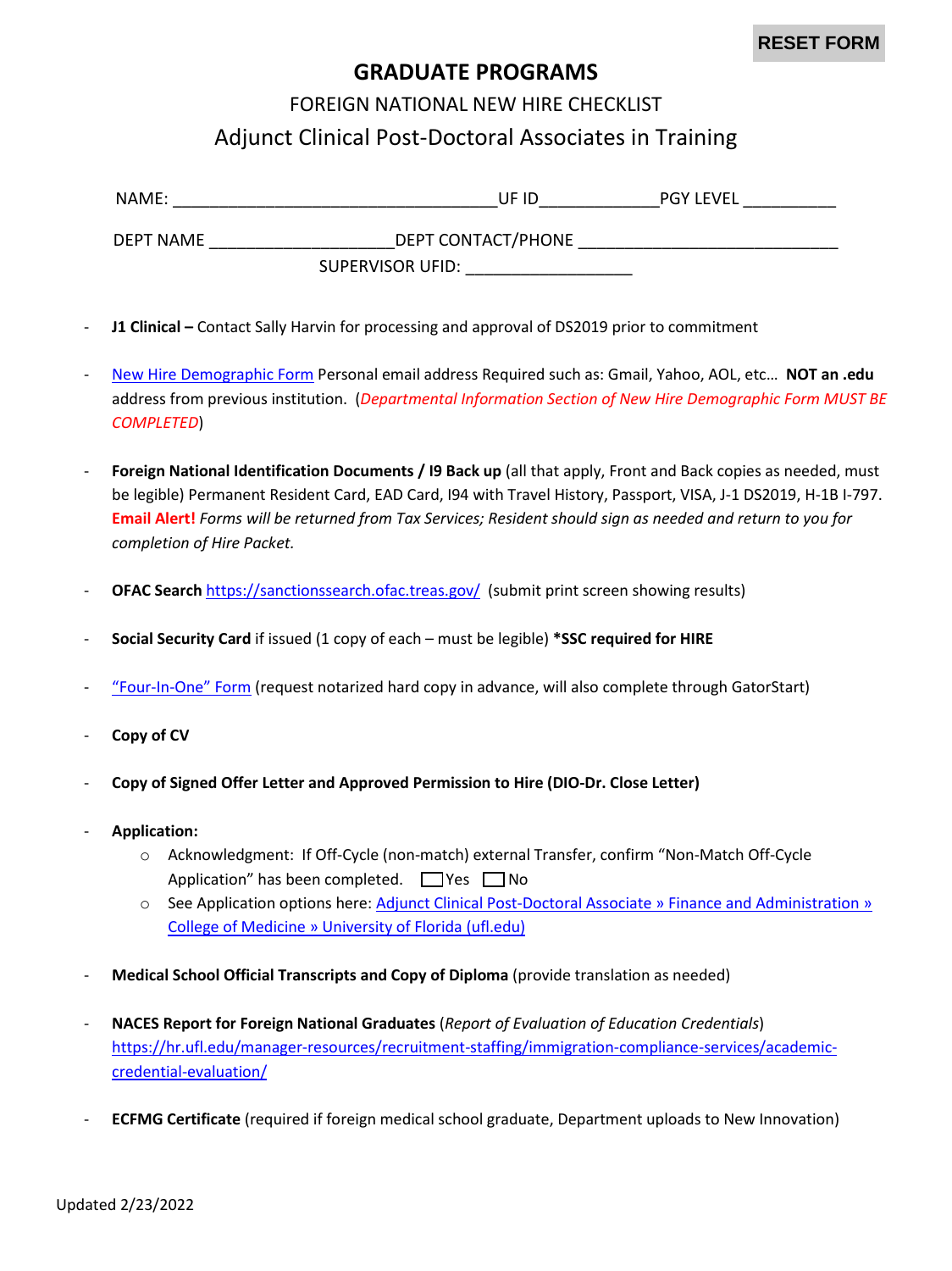RESET FORM

# GRADUATE PROGRAMS

## FOREIGN NATIONAL NEW HIRE CHECKLIST

## Adjunct Clinical Post-Doctoral Associates in Training

NAME: ___________________________________UF ID____________PGY LEVEL __________

DEPT NAME ____________________DEPT CONTACT/PHONE ____________________________

SUPERVISOR UFID: __________________

- **J1 Clinical –** Contact Sally Harvin for processing and approval of DS2019 prior to commitment
- New Hire Demographic Form Personal email address Required such as: Gmail, Yahoo, AOL, etc… **NOT an .edu** address from previous institution. (*Departmental Information Section of New Hire Demographic Form MUST BE COMPLETED*)
- **Foreign National Identification Documents / I9 Back up** (all that apply, Front and Back copies as needed, must be legible) Permanent Resident Card, EAD Card, I94 with Travel History, Passport, VISA, J-1 DS2019, H-1B I-797. **Email Alert!** *Forms will be returned from Tax Services; Resident should sign as needed and return to you for completion of Hire Packet.*
- **OFAC Search** https://sanctionssearch.ofac.treas.gov/ (submit print screen showing results)
- **Social Security Card** if issued (1 copy of each – must be legible) **\*SSC required for HIRE**
- "Four-In-One" Form (request notarized hard copy in advance, will also complete through GatorStart)
- **Copy of CV**
- **Copy of Signed Offer Letter and Approved Permission to Hire (DIO-Dr. Close Letter)**
- **Application:**
  - Acknowledgment: If Off-Cycle (non-match) external Transfer, confirm "Non-Match Off-Cycle Application" has been completed. ☐ Yes ☐ No
  - See Application options here: Adjunct Clinical Post-Doctoral Associate » Finance and Administration » College of Medicine » University of Florida (ufl.edu)
- **Medical School Official Transcripts and Copy of Diploma** (provide translation as needed)
- **NACES Report for Foreign National Graduates** (*Report of Evaluation of Education Credentials*) https://hr.ufl.edu/manager-resources/recruitment-staffing/immigration-compliance-services/academic-credential-evaluation/
- **ECFMG Certificate** (required if foreign medical school graduate, Department uploads to New Innovation)

Updated 2/23/2022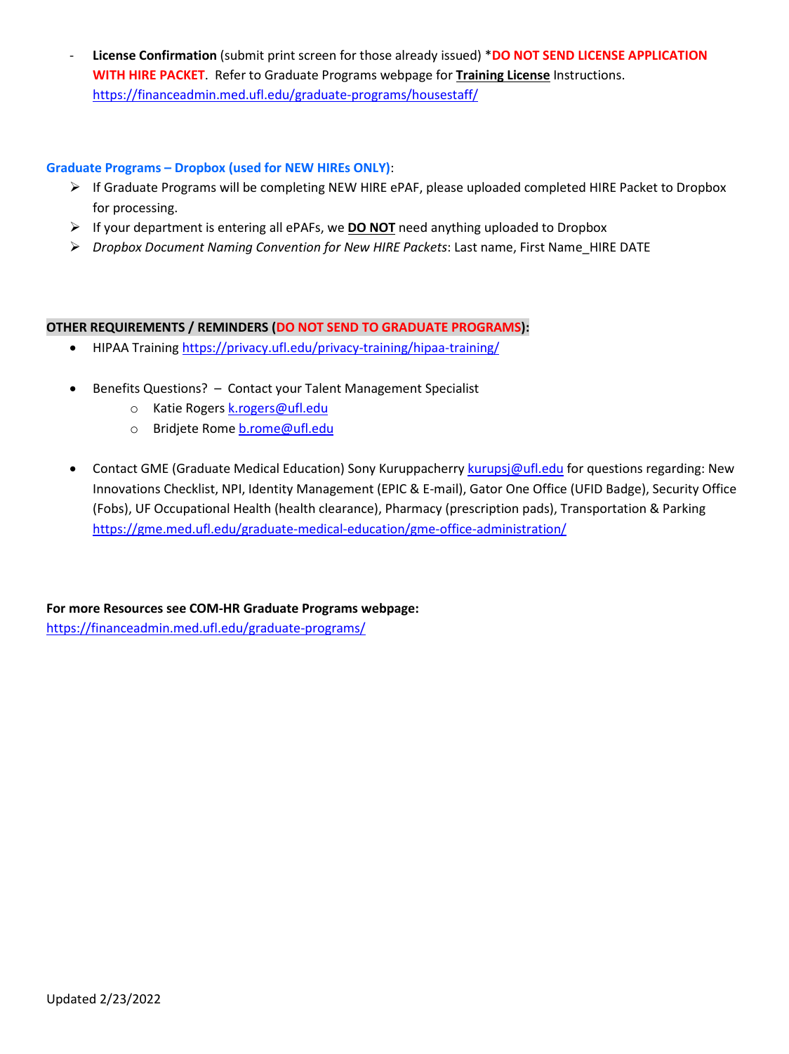- **License Confirmation** (submit print screen for those already issued) ***DO NOT SEND LICENSE APPLICATION WITH HIRE PACKET**. Refer to Graduate Programs webpage for **Training License** Instructions. https://financeadmin.med.ufl.edu/graduate-programs/housestaff/

**Graduate Programs – Dropbox (used for NEW HIREs ONLY)**:

- If Graduate Programs will be completing NEW HIRE ePAF, please uploaded completed HIRE Packet to Dropbox for processing.
- If your department is entering all ePAFs, we **DO NOT** need anything uploaded to Dropbox
- *Dropbox Document Naming Convention for New HIRE Packets*: Last name, First Name_HIRE DATE

**OTHER REQUIREMENTS / REMINDERS (DO NOT SEND TO GRADUATE PROGRAMS):**

- HIPAA Training https://privacy.ufl.edu/privacy-training/hipaa-training/
- Benefits Questions? – Contact your Talent Management Specialist
  - Katie Rogers k.rogers@ufl.edu
  - Bridjete Rome b.rome@ufl.edu
- Contact GME (Graduate Medical Education) Sony Kuruppacherry kurupsj@ufl.edu for questions regarding: New Innovations Checklist, NPI, Identity Management (EPIC & E-mail), Gator One Office (UFID Badge), Security Office (Fobs), UF Occupational Health (health clearance), Pharmacy (prescription pads), Transportation & Parking https://gme.med.ufl.edu/graduate-medical-education/gme-office-administration/

**For more Resources see COM-HR Graduate Programs webpage:**
https://financeadmin.med.ufl.edu/graduate-programs/

Updated 2/23/2022